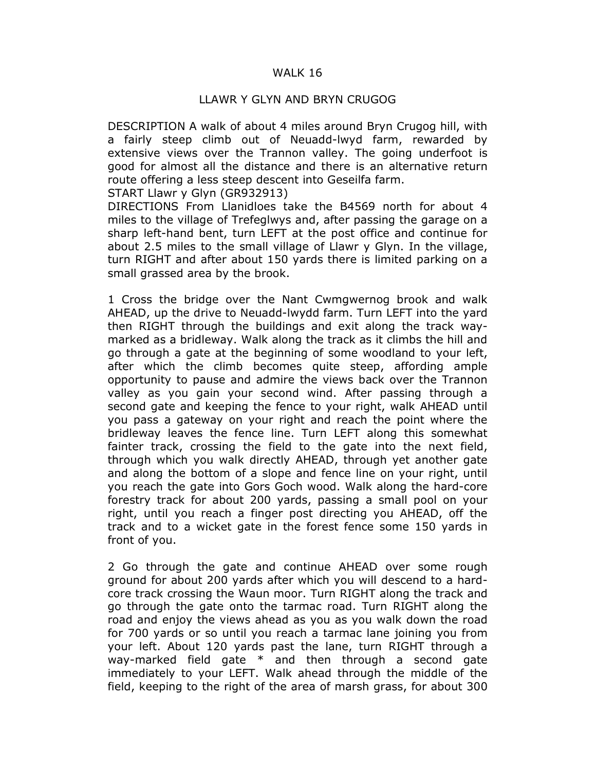# WALK 16

## LLAWR Y GLYN AND BRYN CRUGOG

DESCRIPTION A walk of about 4 miles around Bryn Crugog hill, with a fairly steep climb out of Neuadd-lwyd farm, rewarded by extensive views over the Trannon valley. The going underfoot is good for almost all the distance and there is an alternative return route offering a less steep descent into Geseilfa farm.

START Llawr y Glyn (GR932913)

DIRECTIONS From Llanidloes take the B4569 north for about 4 miles to the village of Trefeglwys and, after passing the garage on a sharp left-hand bent, turn LEFT at the post office and continue for about 2.5 miles to the small village of Llawr y Glyn. In the village, turn RIGHT and after about 150 yards there is limited parking on a small grassed area by the brook.

1 Cross the bridge over the Nant Cwmgwernog brook and walk AHEAD, up the drive to Neuadd-lwydd farm. Turn LEFT into the yard then RIGHT through the buildings and exit along the track way-marked as a bridleway. Walk along the track as it climbs the hill and go through a gate at the beginning of some woodland to your left, after which the climb becomes quite steep, affording ample opportunity to pause and admire the views back over the Trannon valley as you gain your second wind. After passing through a second gate and keeping the fence to your right, walk AHEAD until you pass a gateway on your right and reach the point where the bridleway leaves the fence line. Turn LEFT along this somewhat fainter track, crossing the field to the gate into the next field, through which you walk directly AHEAD, through yet another gate and along the bottom of a slope and fence line on your right, until you reach the gate into Gors Goch wood. Walk along the hard-core forestry track for about 200 yards, passing a small pool on your right, until you reach a finger post directing you AHEAD, off the track and to a wicket gate in the forest fence some 150 yards in front of you.

2 Go through the gate and continue AHEAD over some rough ground for about 200 yards after which you will descend to a hard-core track crossing the Waun moor. Turn RIGHT along the track and go through the gate onto the tarmac road. Turn RIGHT along the road and enjoy the views ahead as you as you walk down the road for 700 yards or so until you reach a tarmac lane joining you from your left. About 120 yards past the lane, turn RIGHT through a way-marked field gate * and then through a second gate immediately to your LEFT. Walk ahead through the middle of the field, keeping to the right of the area of marsh grass, for about 300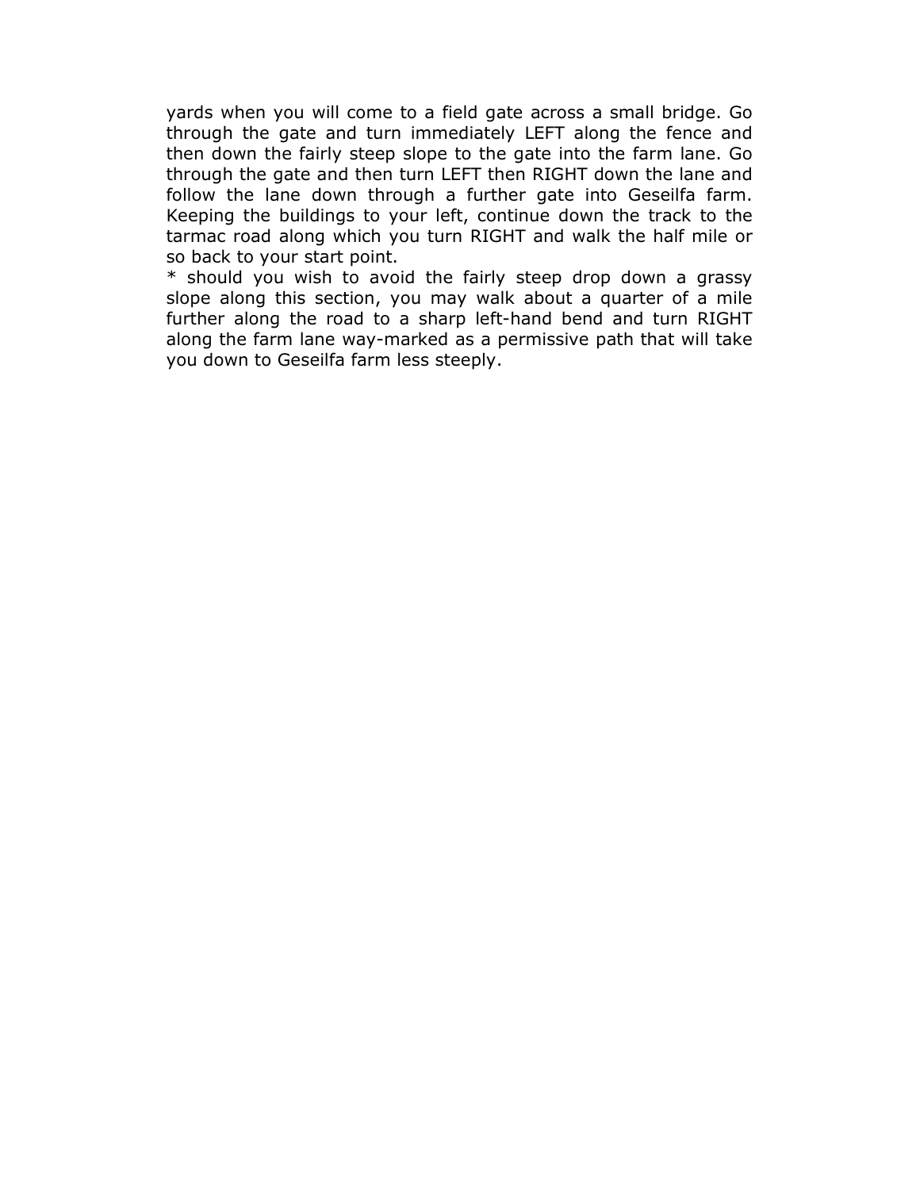yards when you will come to a field gate across a small bridge. Go through the gate and turn immediately LEFT along the fence and then down the fairly steep slope to the gate into the farm lane. Go through the gate and then turn LEFT then RIGHT down the lane and follow the lane down through a further gate into Geseilfa farm. Keeping the buildings to your left, continue down the track to the tarmac road along which you turn RIGHT and walk the half mile or so back to your start point.

* should you wish to avoid the fairly steep drop down a grassy slope along this section, you may walk about a quarter of a mile further along the road to a sharp left-hand bend and turn RIGHT along the farm lane way-marked as a permissive path that will take you down to Geseilfa farm less steeply.